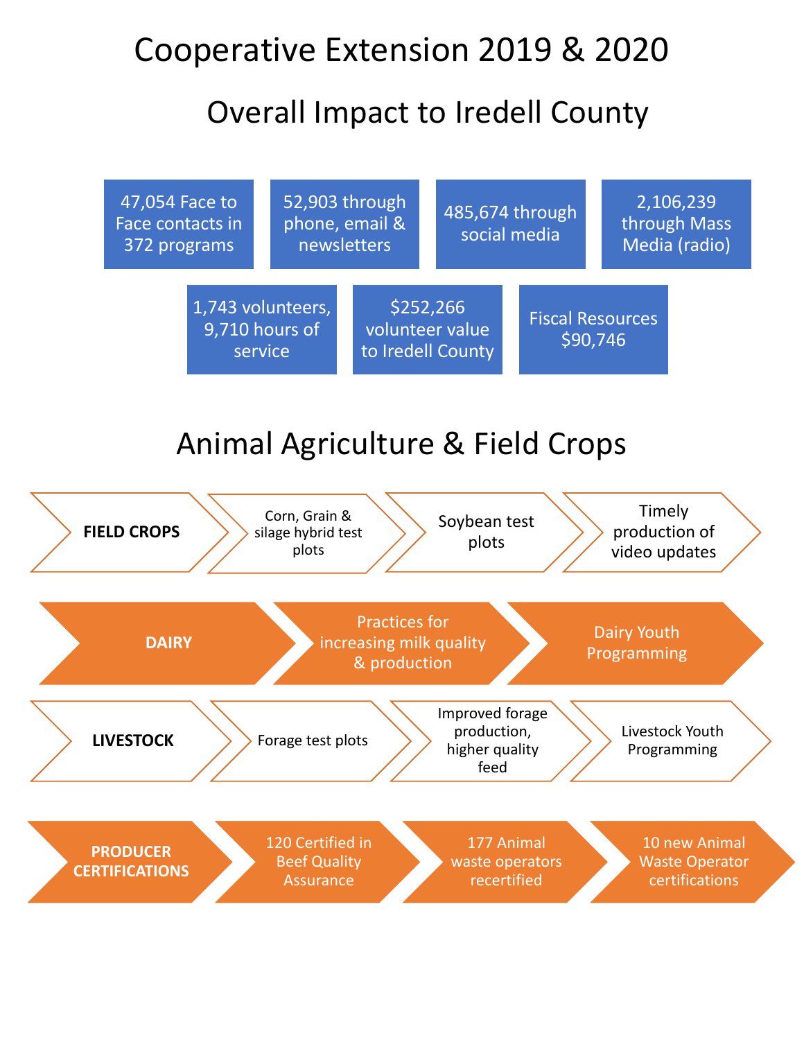# Cooperative Extension 2019 & 2020

## Overall Impact to Iredell County

- 47,054 Face to Face contacts in 372 programs
- 52,903 through phone, email & newsletters
- 485,674 through social media
- 2,106,239 through Mass Media (radio)
- 1,743 volunteers, 9,710 hours of service
- $252,266 volunteer value to Iredell County
- Fiscal Resources $90,746

## Animal Agriculture & Field Crops

**FIELD CROPS**
- Corn, Grain & silage hybrid test plots
- Soybean test plots
- Timely production of video updates

**DAIRY**
- Practices for increasing milk quality & production
- Dairy Youth Programming

**LIVESTOCK**
- Forage test plots
- Improved forage production, higher quality feed
- Livestock Youth Programming

**PRODUCER CERTIFICATIONS**
- 120 Certified in Beef Quality Assurance
- 177 Animal waste operators recertified
- 10 new Animal Waste Operator certifications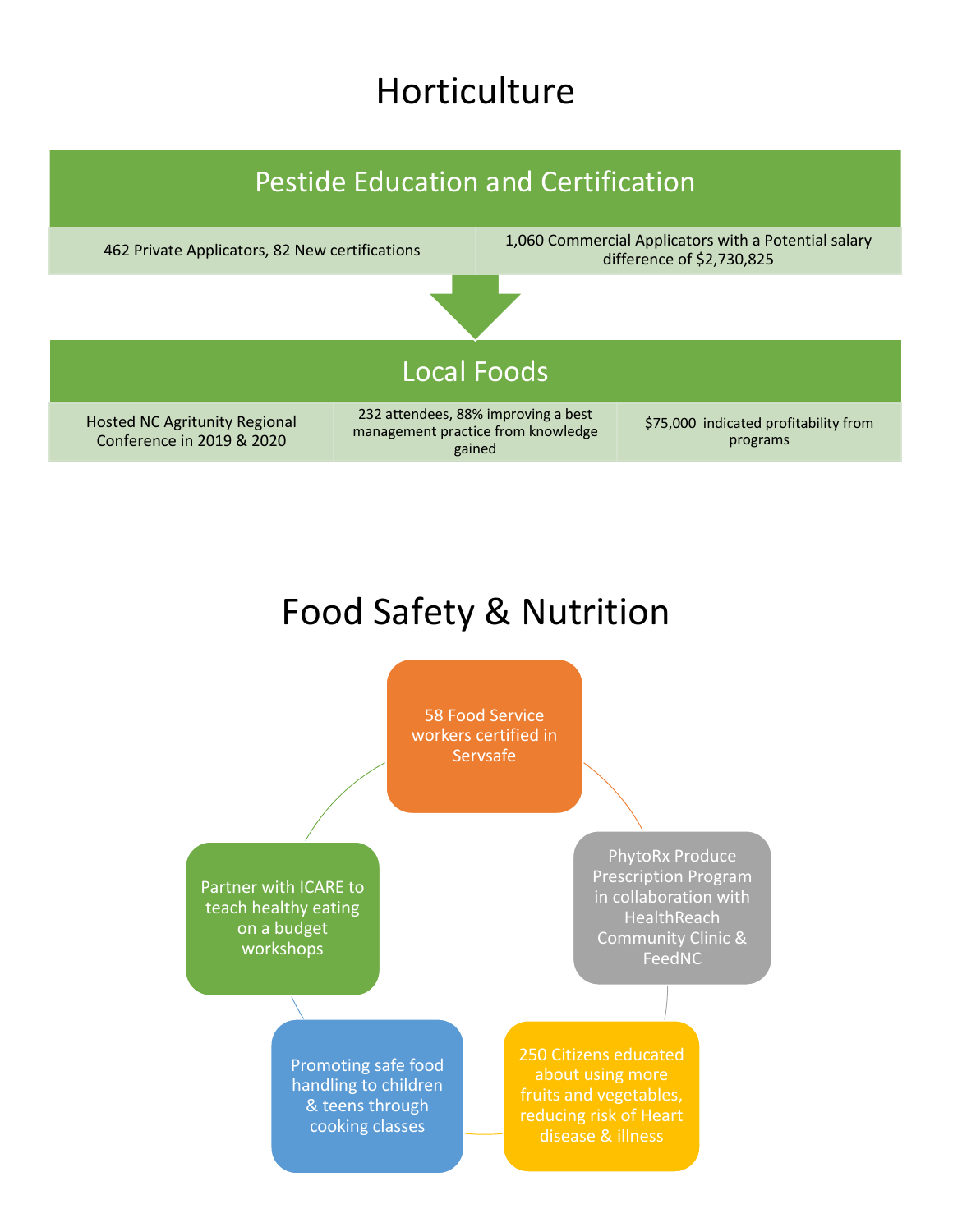# Horticulture

## Pestide Education and Certification

| 462 Private Applicators, 82 New certifications | 1,060 Commercial Applicators with a Potential salary difference of $2,730,825 |
|---|---|

## Local Foods

| Hosted NC Agritunity Regional Conference in 2019 & 2020 | 232 attendees, 88% improving a best management practice from knowledge gained | $75,000 indicated profitability from programs |
|---|---|---|

# Food Safety & Nutrition

- 58 Food Service workers certified in Servsafe
- PhytoRx Produce Prescription Program in collaboration with HealthReach Community Clinic & FeedNC
- 250 Citizens educated about using more fruits and vegetables, reducing risk of Heart disease & illness
- Promoting safe food handling to children & teens through cooking classes
- Partner with ICARE to teach healthy eating on a budget workshops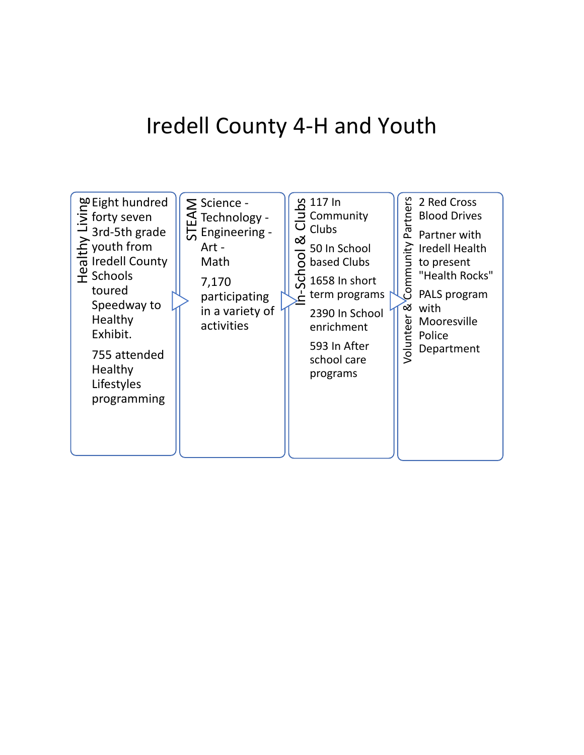# Iredell County 4-H and Youth

## Healthy Living

Eight hundred forty seven 3rd-5th grade youth from Iredell County Schools toured Speedway to Healthy Exhibit.

755 attended Healthy Lifestyles programming

## STEAM

Science - Technology - Engineering - Art - Math

7,170 participating in a variety of activities

## In-School & Clubs

117 In Community Clubs

50 In School based Clubs

1658 In short term programs

2390 In School enrichment

593 In After school care programs

## Volunteer & Community Partners

2 Red Cross Blood Drives

Partner with Iredell Health to present "Health Rocks"

PALS program with Mooresville Police Department